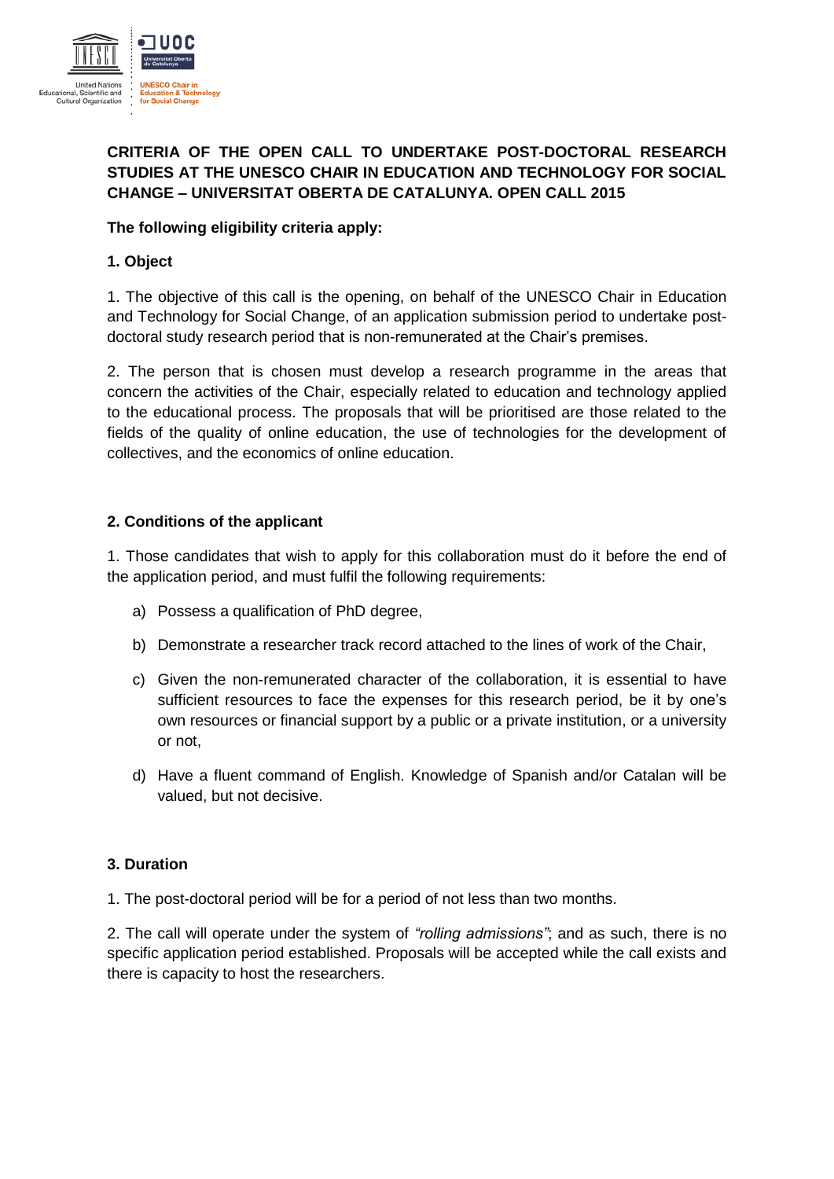**CRITERIA OF THE OPEN CALL TO UNDERTAKE POST-DOCTORAL RESEARCH STUDIES AT THE UNESCO CHAIR IN EDUCATION AND TECHNOLOGY FOR SOCIAL CHANGE – UNIVERSITAT OBERTA DE CATALUNYA. OPEN CALL 2015**

**The following eligibility criteria apply:**

**1. Object**

1. The objective of this call is the opening, on behalf of the UNESCO Chair in Education and Technology for Social Change, of an application submission period to undertake post-doctoral study research period that is non-remunerated at the Chair's premises.

2. The person that is chosen must develop a research programme in the areas that concern the activities of the Chair, especially related to education and technology applied to the educational process. The proposals that will be prioritised are those related to the fields of the quality of online education, the use of technologies for the development of collectives, and the economics of online education.

**2. Conditions of the applicant**

1. Those candidates that wish to apply for this collaboration must do it before the end of the application period, and must fulfil the following requirements:

a) Possess a qualification of PhD degree,

b) Demonstrate a researcher track record attached to the lines of work of the Chair,

c) Given the non-remunerated character of the collaboration, it is essential to have sufficient resources to face the expenses for this research period, be it by one's own resources or financial support by a public or a private institution, or a university or not,

d) Have a fluent command of English. Knowledge of Spanish and/or Catalan will be valued, but not decisive.

**3. Duration**

1. The post-doctoral period will be for a period of not less than two months.

2. The call will operate under the system of *"rolling admissions"*; and as such, there is no specific application period established. Proposals will be accepted while the call exists and there is capacity to host the researchers.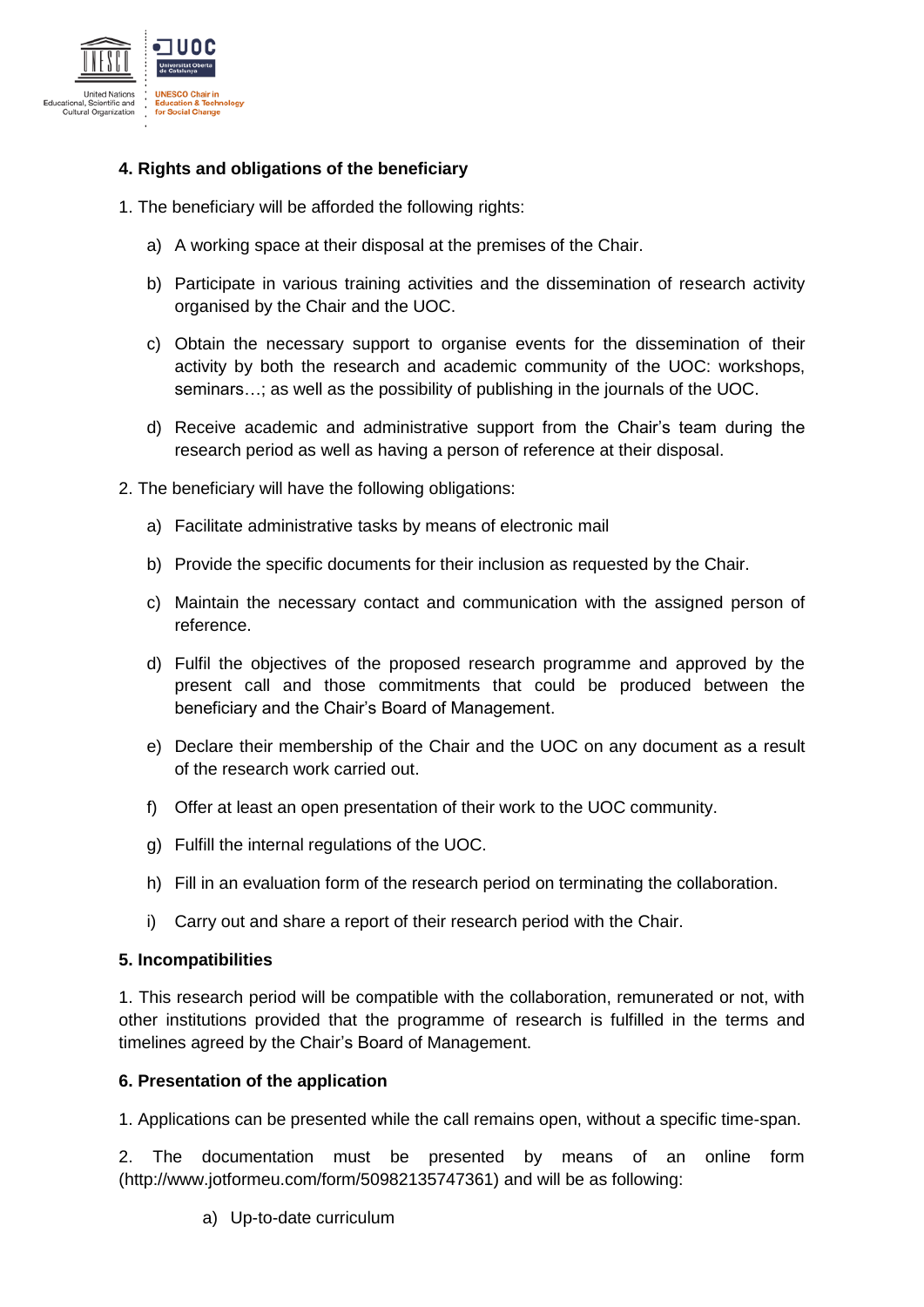**4. Rights and obligations of the beneficiary**

1. The beneficiary will be afforded the following rights:

   a) A working space at their disposal at the premises of the Chair.

   b) Participate in various training activities and the dissemination of research activity organised by the Chair and the UOC.

   c) Obtain the necessary support to organise events for the dissemination of their activity by both the research and academic community of the UOC: workshops, seminars…; as well as the possibility of publishing in the journals of the UOC.

   d) Receive academic and administrative support from the Chair's team during the research period as well as having a person of reference at their disposal.

2. The beneficiary will have the following obligations:

   a) Facilitate administrative tasks by means of electronic mail

   b) Provide the specific documents for their inclusion as requested by the Chair.

   c) Maintain the necessary contact and communication with the assigned person of reference.

   d) Fulfil the objectives of the proposed research programme and approved by the present call and those commitments that could be produced between the beneficiary and the Chair's Board of Management.

   e) Declare their membership of the Chair and the UOC on any document as a result of the research work carried out.

   f) Offer at least an open presentation of their work to the UOC community.

   g) Fulfill the internal regulations of the UOC.

   h) Fill in an evaluation form of the research period on terminating the collaboration.

   i) Carry out and share a report of their research period with the Chair.

**5. Incompatibilities**

1. This research period will be compatible with the collaboration, remunerated or not, with other institutions provided that the programme of research is fulfilled in the terms and timelines agreed by the Chair's Board of Management.

**6. Presentation of the application**

1. Applications can be presented while the call remains open, without a specific time-span.

2. The documentation must be presented by means of an online form (http://www.jotformeu.com/form/50982135747361) and will be as following:

   a) Up-to-date curriculum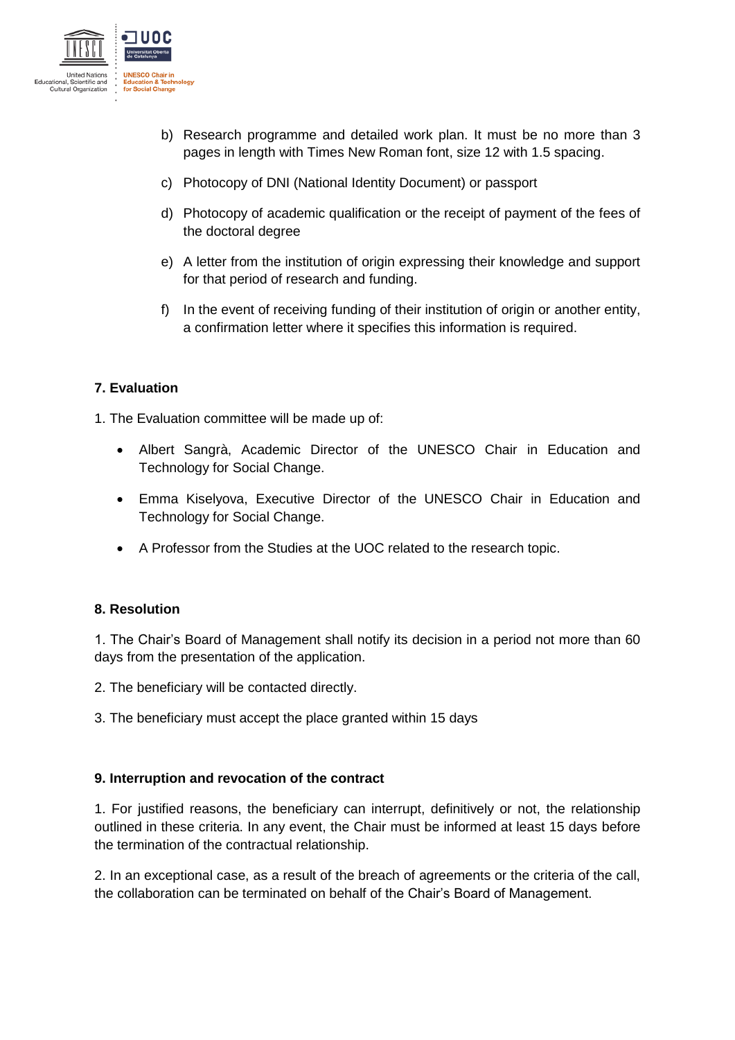b) Research programme and detailed work plan. It must be no more than 3 pages in length with Times New Roman font, size 12 with 1.5 spacing.

c) Photocopy of DNI (National Identity Document) or passport

d) Photocopy of academic qualification or the receipt of payment of the fees of the doctoral degree

e) A letter from the institution of origin expressing their knowledge and support for that period of research and funding.

f) In the event of receiving funding of their institution of origin or another entity, a confirmation letter where it specifies this information is required.

**7. Evaluation**

1. The Evaluation committee will be made up of:

- Albert Sangrà, Academic Director of the UNESCO Chair in Education and Technology for Social Change.
- Emma Kiselyova, Executive Director of the UNESCO Chair in Education and Technology for Social Change.
- A Professor from the Studies at the UOC related to the research topic.

**8. Resolution**

1. The Chair's Board of Management shall notify its decision in a period not more than 60 days from the presentation of the application.

2. The beneficiary will be contacted directly.

3. The beneficiary must accept the place granted within 15 days

**9. Interruption and revocation of the contract**

1. For justified reasons, the beneficiary can interrupt, definitively or not, the relationship outlined in these criteria. In any event, the Chair must be informed at least 15 days before the termination of the contractual relationship.

2. In an exceptional case, as a result of the breach of agreements or the criteria of the call, the collaboration can be terminated on behalf of the Chair's Board of Management.